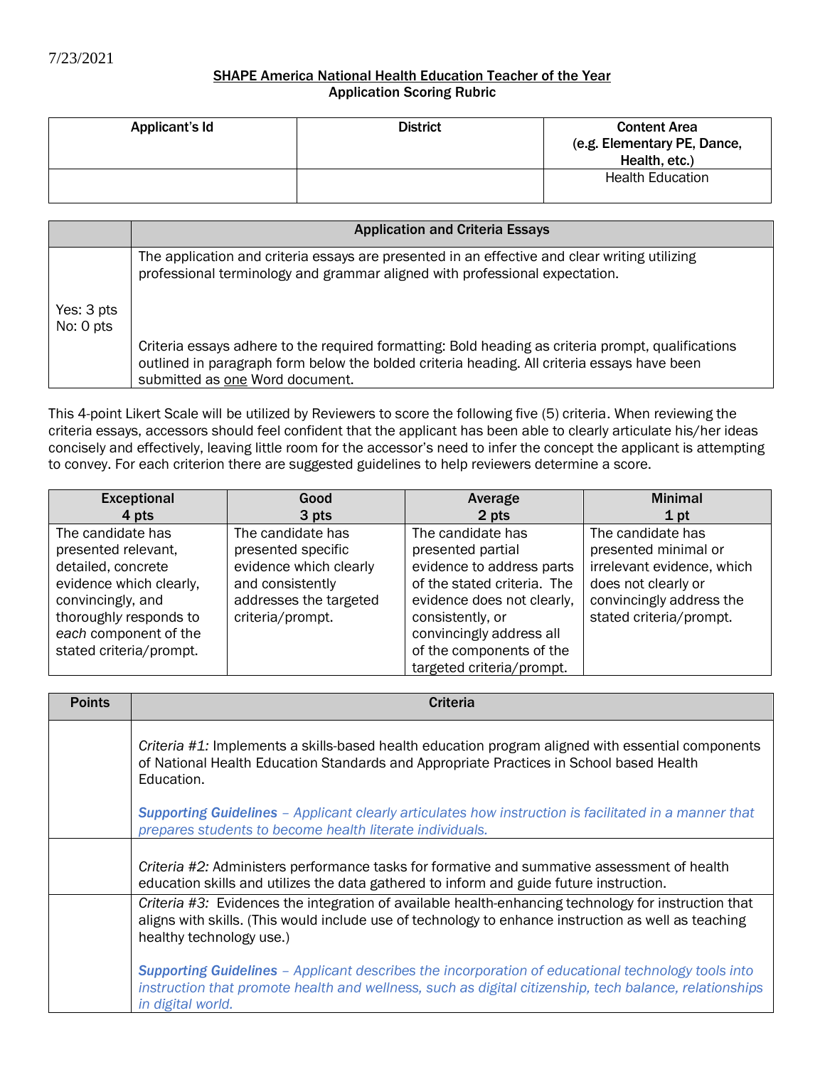7/23/2021

**SHAPE America National Health Education Teacher of the Year**
**Application Scoring Rubric**

| Applicant's Id | District | Content Area (e.g. Elementary PE, Dance, Health, etc.) |
|---|---|---|
| | | Health Education |

| | Application and Criteria Essays |
|---|---|
| Yes: 3 pts<br>No: 0 pts | The application and criteria essays are presented in an effective and clear writing utilizing professional terminology and grammar aligned with professional expectation.<br><br>Criteria essays adhere to the required formatting: Bold heading as criteria prompt, qualifications outlined in paragraph form below the bolded criteria heading. All criteria essays have been submitted as one Word document. |

This 4-point Likert Scale will be utilized by Reviewers to score the following five (5) criteria. When reviewing the criteria essays, accessors should feel confident that the applicant has been able to clearly articulate his/her ideas concisely and effectively, leaving little room for the accessor's need to infer the concept the applicant is attempting to convey. For each criterion there are suggested guidelines to help reviewers determine a score.

| Exceptional 4 pts | Good 3 pts | Average 2 pts | Minimal 1 pt |
|---|---|---|---|
| The candidate has presented relevant, detailed, concrete evidence which clearly, convincingly, and thoroughly responds to *each* component of the stated criteria/prompt. | The candidate has presented specific evidence which clearly and consistently addresses the targeted criteria/prompt. | The candidate has presented partial evidence to address parts of the stated criteria. The evidence does not clearly, consistently, or convincingly address all of the components of the targeted criteria/prompt. | The candidate has presented minimal or irrelevant evidence, which does not clearly or convincingly address the stated criteria/prompt. |

| Points | Criteria |
|---|---|
| | *Criteria #1:* Implements a skills-based health education program aligned with essential components of National Health Education Standards and Appropriate Practices in School based Health Education.<br><br>***Supporting Guidelines*** *– Applicant clearly articulates how instruction is facilitated in a manner that prepares students to become health literate individuals.* |
| | *Criteria #2:* Administers performance tasks for formative and summative assessment of health education skills and utilizes the data gathered to inform and guide future instruction. |
| | *Criteria #3:* Evidences the integration of available health-enhancing technology for instruction that aligns with skills. (This would include use of technology to enhance instruction as well as teaching healthy technology use.)<br><br>***Supporting Guidelines*** *– Applicant describes the incorporation of educational technology tools into instruction that promote health and wellness, such as digital citizenship, tech balance, relationships in digital world.* |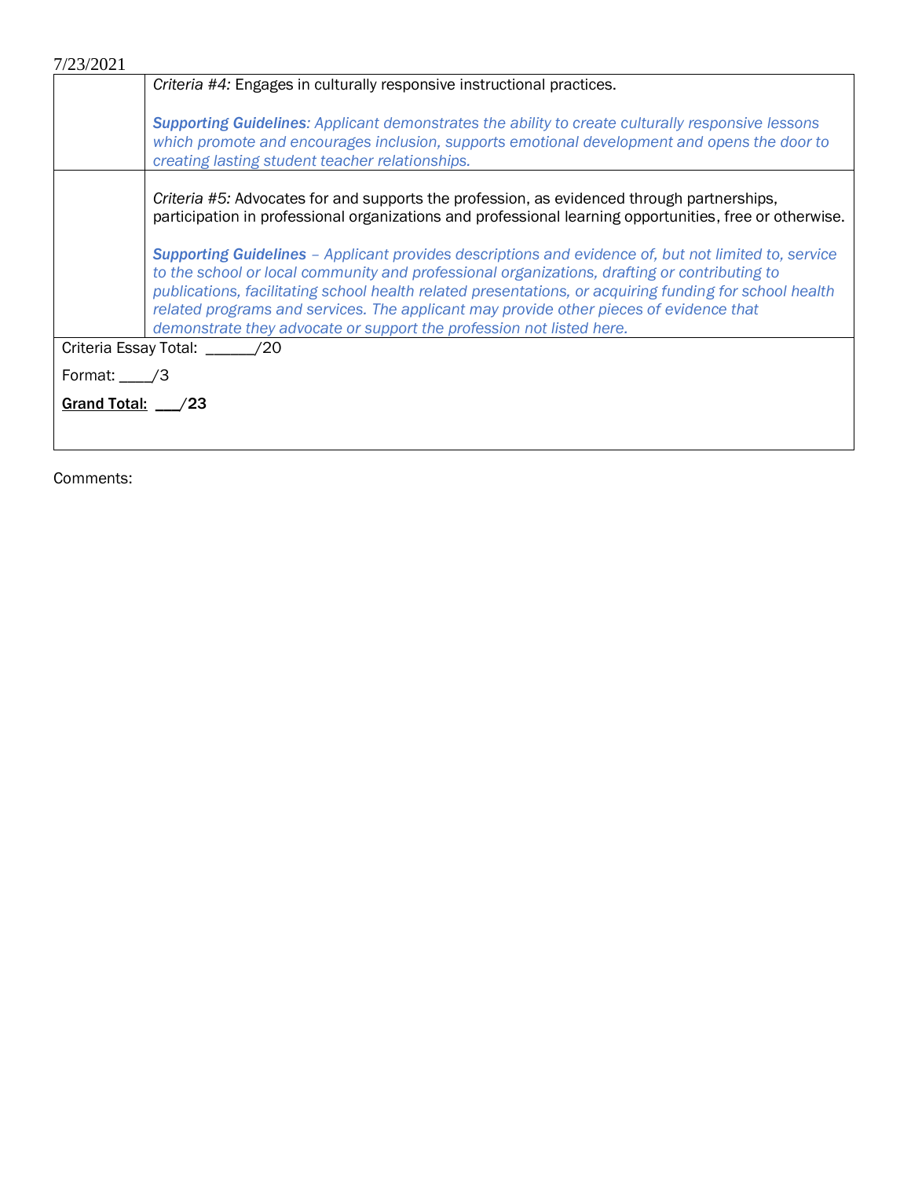7/23/2021

| | |
|---|---|
| | *Criteria #4:* Engages in culturally responsive instructional practices.<br><br>***Supporting Guidelines****: Applicant demonstrates the ability to create culturally responsive lessons which promote and encourages inclusion, supports emotional development and opens the door to creating lasting student teacher relationships.* |
| | *Criteria #5:* Advocates for and supports the profession, as evidenced through partnerships, participation in professional organizations and professional learning opportunities, free or otherwise.<br><br>***Supporting Guidelines*** *– Applicant provides descriptions and evidence of, but not limited to, service to the school or local community and professional organizations, drafting or contributing to publications, facilitating school health related presentations, or acquiring funding for school health related programs and services. The applicant may provide other pieces of evidence that demonstrate they advocate or support the profession not listed here.* |
| Criteria Essay Total: ______/20<br><br>Format: ____/3<br><br>**Grand Total: ___/23** | |

Comments: